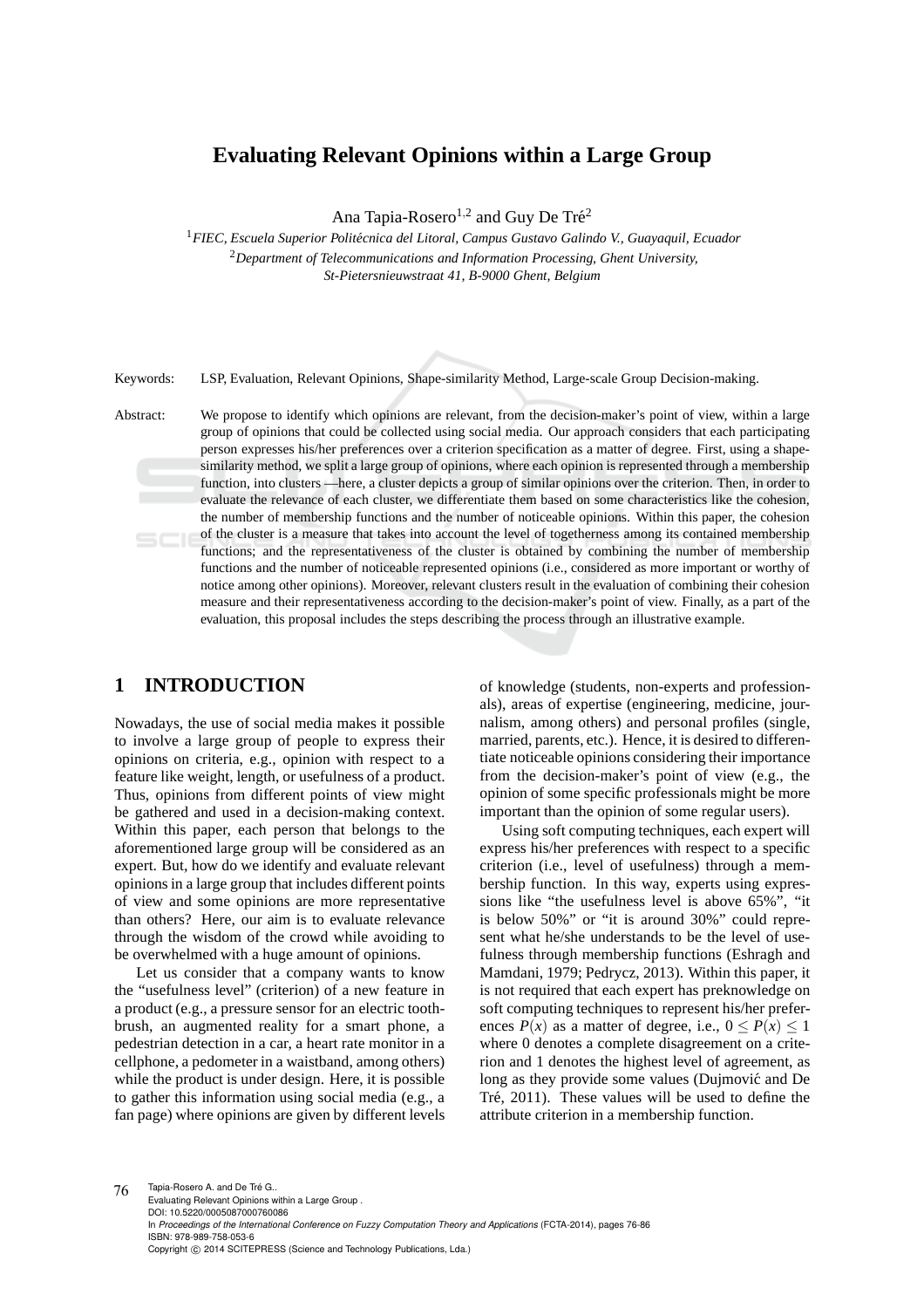# Evaluating Relevant Opinions within a Large Group

Ana Tapia-Rosero[1,2] and Guy De Tré[2]

[1] *FIEC, Escuela Superior Politécnica del Litoral, Campus Gustavo Galindo V., Guayaquil, Ecuador*
[2] *Department of Telecommunications and Information Processing, Ghent University, St-Pietersnieuwstraat 41, B-9000 Ghent, Belgium*

Keywords: LSP, Evaluation, Relevant Opinions, Shape-similarity Method, Large-scale Group Decision-making.

Abstract: We propose to identify which opinions are relevant, from the decision-maker's point of view, within a large group of opinions that could be collected using social media. Our approach considers that each participating person expresses his/her preferences over a criterion specification as a matter of degree. First, using a shape-similarity method, we split a large group of opinions, where each opinion is represented through a membership function, into clusters —here, a cluster depicts a group of similar opinions over the criterion. Then, in order to evaluate the relevance of each cluster, we differentiate them based on some characteristics like the cohesion, the number of membership functions and the number of noticeable opinions. Within this paper, the cohesion of the cluster is a measure that takes into account the level of togetherness among its contained membership functions; and the representativeness of the cluster is obtained by combining the number of membership functions and the number of noticeable represented opinions (i.e., considered as more important or worthy of notice among other opinions). Moreover, relevant clusters result in the evaluation of combining their cohesion measure and their representativeness according to the decision-maker's point of view. Finally, as a part of the evaluation, this proposal includes the steps describing the process through an illustrative example.

## 1 INTRODUCTION

Nowadays, the use of social media makes it possible to involve a large group of people to express their opinions on criteria, e.g., opinion with respect to a feature like weight, length, or usefulness of a product. Thus, opinions from different points of view might be gathered and used in a decision-making context. Within this paper, each person that belongs to the aforementioned large group will be considered as an expert. But, how do we identify and evaluate relevant opinions in a large group that includes different points of view and some opinions are more representative than others? Here, our aim is to evaluate relevance through the wisdom of the crowd while avoiding to be overwhelmed with a huge amount of opinions.

Let us consider that a company wants to know the "usefulness level" (criterion) of a new feature in a product (e.g., a pressure sensor for an electric toothbrush, an augmented reality for a smart phone, a pedestrian detection in a car, a heart rate monitor in a cellphone, a pedometer in a waistband, among others) while the product is under design. Here, it is possible to gather this information using social media (e.g., a fan page) where opinions are given by different levels of knowledge (students, non-experts and professionals), areas of expertise (engineering, medicine, journalism, among others) and personal profiles (single, married, parents, etc.). Hence, it is desired to differentiate noticeable opinions considering their importance from the decision-maker's point of view (e.g., the opinion of some specific professionals might be more important than the opinion of some regular users).

Using soft computing techniques, each expert will express his/her preferences with respect to a specific criterion (i.e., level of usefulness) through a membership function. In this way, experts using expressions like "the usefulness level is above 65%", "it is below 50%" or "it is around 30%" could represent what he/she understands to be the level of usefulness through membership functions (Eshragh and Mamdani, 1979; Pedrycz, 2013). Within this paper, it is not required that each expert has preknowledge on soft computing techniques to represent his/her preferences $P(x)$ as a matter of degree, i.e., $0 \leq P(x) \leq 1$ where 0 denotes a complete disagreement on a criterion and 1 denotes the highest level of agreement, as long as they provide some values (Dujmović and De Tré, 2011). These values will be used to define the attribute criterion in a membership function.

Tapia-Rosero A. and De Tré G..
Evaluating Relevant Opinions within a Large Group .
DOI: 10.5220/0005087000760086
In *Proceedings of the International Conference on Fuzzy Computation Theory and Applications* (FCTA-2014), pages 76-86
ISBN: 978-989-758-053-6
Copyright © 2014 SCITEPRESS (Science and Technology Publications, Lda.)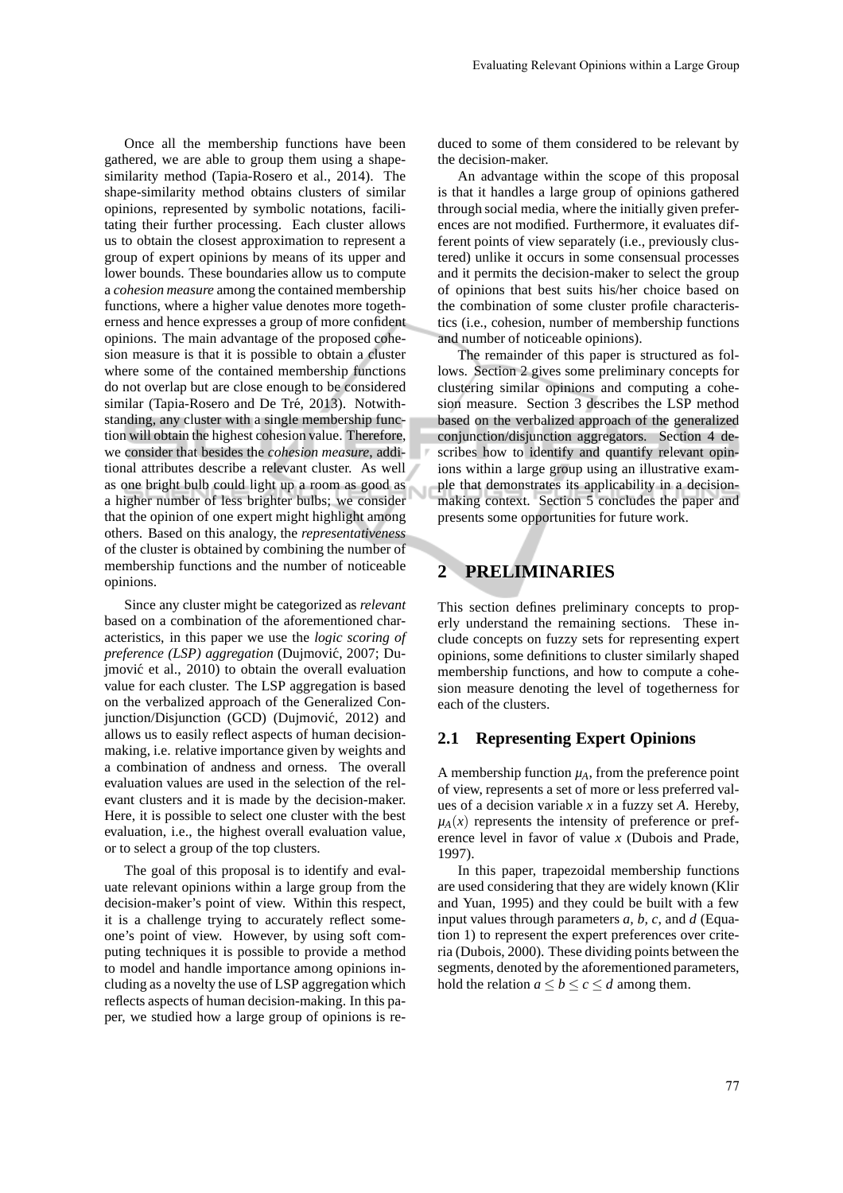Once all the membership functions have been gathered, we are able to group them using a shape-similarity method (Tapia-Rosero et al., 2014). The shape-similarity method obtains clusters of similar opinions, represented by symbolic notations, facilitating their further processing. Each cluster allows us to obtain the closest approximation to represent a group of expert opinions by means of its upper and lower bounds. These boundaries allow us to compute a *cohesion measure* among the contained membership functions, where a higher value denotes more togetherness and hence expresses a group of more confident opinions. The main advantage of the proposed cohesion measure is that it is possible to obtain a cluster where some of the contained membership functions do not overlap but are close enough to be considered similar (Tapia-Rosero and De Tré, 2013). Notwithstanding, any cluster with a single membership function will obtain the highest cohesion value. Therefore, we consider that besides the *cohesion measure*, additional attributes describe a relevant cluster. As well as one bright bulb could light up a room as good as a higher number of less brighter bulbs; we consider that the opinion of one expert might highlight among others. Based on this analogy, the *representativeness* of the cluster is obtained by combining the number of membership functions and the number of noticeable opinions.

Since any cluster might be categorized as *relevant* based on a combination of the aforementioned characteristics, in this paper we use the *logic scoring of preference (LSP) aggregation* (Dujmović, 2007; Dujmović et al., 2010) to obtain the overall evaluation value for each cluster. The LSP aggregation is based on the verbalized approach of the Generalized Conjunction/Disjunction (GCD) (Dujmović, 2012) and allows us to easily reflect aspects of human decision-making, i.e. relative importance given by weights and a combination of andness and orness. The overall evaluation values are used in the selection of the relevant clusters and it is made by the decision-maker. Here, it is possible to select one cluster with the best evaluation, i.e., the highest overall evaluation value, or to select a group of the top clusters.

The goal of this proposal is to identify and evaluate relevant opinions within a large group from the decision-maker's point of view. Within this respect, it is a challenge trying to accurately reflect someone's point of view. However, by using soft computing techniques it is possible to provide a method to model and handle importance among opinions including as a novelty the use of LSP aggregation which reflects aspects of human decision-making. In this paper, we studied how a large group of opinions is reduced to some of them considered to be relevant by the decision-maker.

An advantage within the scope of this proposal is that it handles a large group of opinions gathered through social media, where the initially given preferences are not modified. Furthermore, it evaluates different points of view separately (i.e., previously clustered) unlike it occurs in some consensual processes and it permits the decision-maker to select the group of opinions that best suits his/her choice based on the combination of some cluster profile characteristics (i.e., cohesion, number of membership functions and number of noticeable opinions).

The remainder of this paper is structured as follows. Section 2 gives some preliminary concepts for clustering similar opinions and computing a cohesion measure. Section 3 describes the LSP method based on the verbalized approach of the generalized conjunction/disjunction aggregators. Section 4 describes how to identify and quantify relevant opinions within a large group using an illustrative example that demonstrates its applicability in a decision-making context. Section 5 concludes the paper and presents some opportunities for future work.

# 2 PRELIMINARIES

This section defines preliminary concepts to properly understand the remaining sections. These include concepts on fuzzy sets for representing expert opinions, some definitions to cluster similarly shaped membership functions, and how to compute a cohesion measure denoting the level of togetherness for each of the clusters.

## 2.1 Representing Expert Opinions

A membership function $\mu_A$, from the preference point of view, represents a set of more or less preferred values of a decision variable $x$ in a fuzzy set $A$. Hereby, $\mu_A(x)$ represents the intensity of preference or preference level in favor of value $x$ (Dubois and Prade, 1997).

In this paper, trapezoidal membership functions are used considering that they are widely known (Klir and Yuan, 1995) and they could be built with a few input values through parameters $a$, $b$, $c$, and $d$ (Equation 1) to represent the expert preferences over criteria (Dubois, 2000). These dividing points between the segments, denoted by the aforementioned parameters, hold the relation $a \leq b \leq c \leq d$ among them.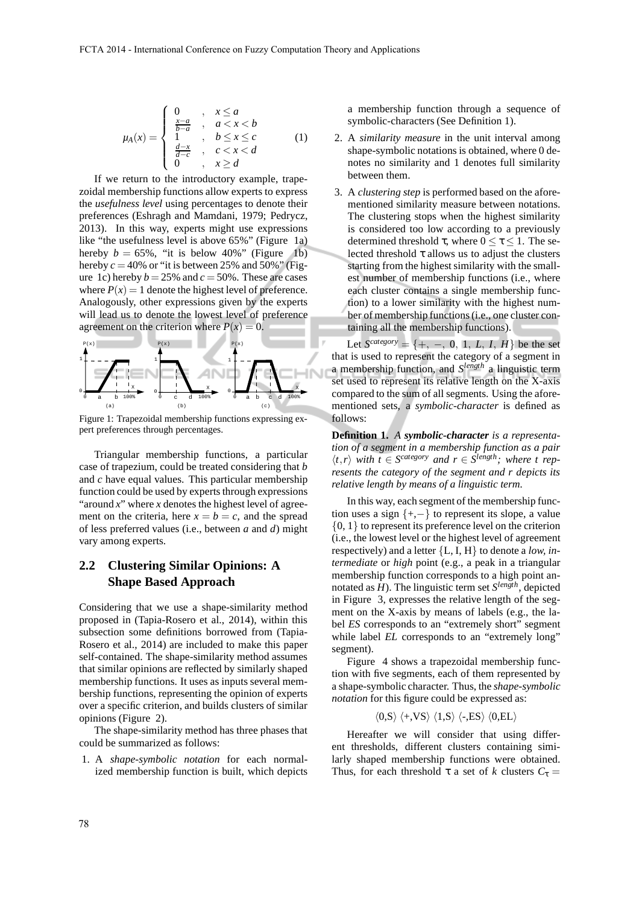$$\mu_A(x) = \begin{cases} 0 & , \quad x \leq a \\ \frac{x-a}{b-a} & , \quad a < x < b \\ 1 & , \quad b \leq x \leq c \\ \frac{d-x}{d-c} & , \quad c < x < d \\ 0 & , \quad x \geq d \end{cases} \tag{1}$$

If we return to the introductory example, trapezoidal membership functions allow experts to express the *usefulness level* using percentages to denote their preferences (Eshragh and Mamdani, 1979; Pedrycz, 2013). In this way, experts might use expressions like "the usefulness level is above 65%" (Figure 1a) hereby $b = 65\%$, "it is below 40%" (Figure 1b) hereby $c = 40\%$ or "it is between 25% and 50%" (Figure 1c) hereby $b = 25\%$ and $c = 50\%$. These are cases where $P(x) = 1$ denote the highest level of preference. Analogously, other expressions given by the experts will lead us to denote the lowest level of preference agreement on the criterion where $P(x) = 0$.

Figure 1: Trapezoidal membership functions expressing expert preferences through percentages.

Triangular membership functions, a particular case of trapezium, could be treated considering that $b$ and $c$ have equal values. This particular membership function could be used by experts through expressions "around $x$" where $x$ denotes the highest level of agreement on the criteria, here $x = b = c$, and the spread of less preferred values (i.e., between $a$ and $d$) might vary among experts.

## 2.2 Clustering Similar Opinions: A Shape Based Approach

Considering that we use a shape-similarity method proposed in (Tapia-Rosero et al., 2014), within this subsection some definitions borrowed from (Tapia-Rosero et al., 2014) are included to make this paper self-contained. The shape-similarity method assumes that similar opinions are reflected by similarly shaped membership functions. It uses as inputs several membership functions, representing the opinion of experts over a specific criterion, and builds clusters of similar opinions (Figure 2).

The shape-similarity method has three phases that could be summarized as follows:

1. A *shape-symbolic notation* for each normalized membership function is built, which depicts a membership function through a sequence of symbolic-characters (See Definition 1).
2. A *similarity measure* in the unit interval among shape-symbolic notations is obtained, where 0 denotes no similarity and 1 denotes full similarity between them.
3. A *clustering step* is performed based on the aforementioned similarity measure between notations. The clustering stops when the highest similarity is considered too low according to a previously determined threshold $\tau$, where $0 \leq \tau \leq 1$. The selected threshold $\tau$ allows us to adjust the clusters starting from the highest similarity with the smallest number of membership functions (i.e., where each cluster contains a single membership function) to a lower similarity with the highest number of membership functions (i.e., one cluster containing all the membership functions).

Let $S^{category} = \{+, -, 0, 1, L, I, H\}$ be the set that is used to represent the category of a segment in a membership function, and $S^{length}$ a linguistic term set used to represent its relative length on the X-axis compared to the sum of all segments. Using the aforementioned sets, a *symbolic-character* is defined as follows:

**Definition 1.** *A* ***symbolic-character*** *is a representation of a segment in a membership function as a pair* $\langle t, r \rangle$ *with* $t \in S^{category}$ *and* $r \in S^{length}$*; where* $t$ *represents the category of the segment and* $r$ *depicts its relative length by means of a linguistic term.*

In this way, each segment of the membership function uses a sign $\{+,-\}$ to represent its slope, a value $\{0, 1\}$ to represent its preference level on the criterion (i.e., the lowest level or the highest level of agreement respectively) and a letter {L, I, H} to denote a *low, intermediate* or *high* point (e.g., a peak in a triangular membership function corresponds to a high point annotated as $H$). The linguistic term set $S^{length}$, depicted in Figure 3, expresses the relative length of the segment on the X-axis by means of labels (e.g., the label *ES* corresponds to an "extremely short" segment while label *EL* corresponds to an "extremely long" segment).

Figure 4 shows a trapezoidal membership function with five segments, each of them represented by a shape-symbolic character. Thus, the *shape-symbolic notation* for this figure could be expressed as:

$$\langle 0,\text{S}\rangle \ \langle +,\text{VS}\rangle \ \langle 1,\text{S}\rangle \ \langle -,\text{ES}\rangle \ \langle 0,\text{EL}\rangle$$

Hereafter we will consider that using different thresholds, different clusters containing similarly shaped membership functions were obtained. Thus, for each threshold $\tau$ a set of $k$ clusters $C_\tau =$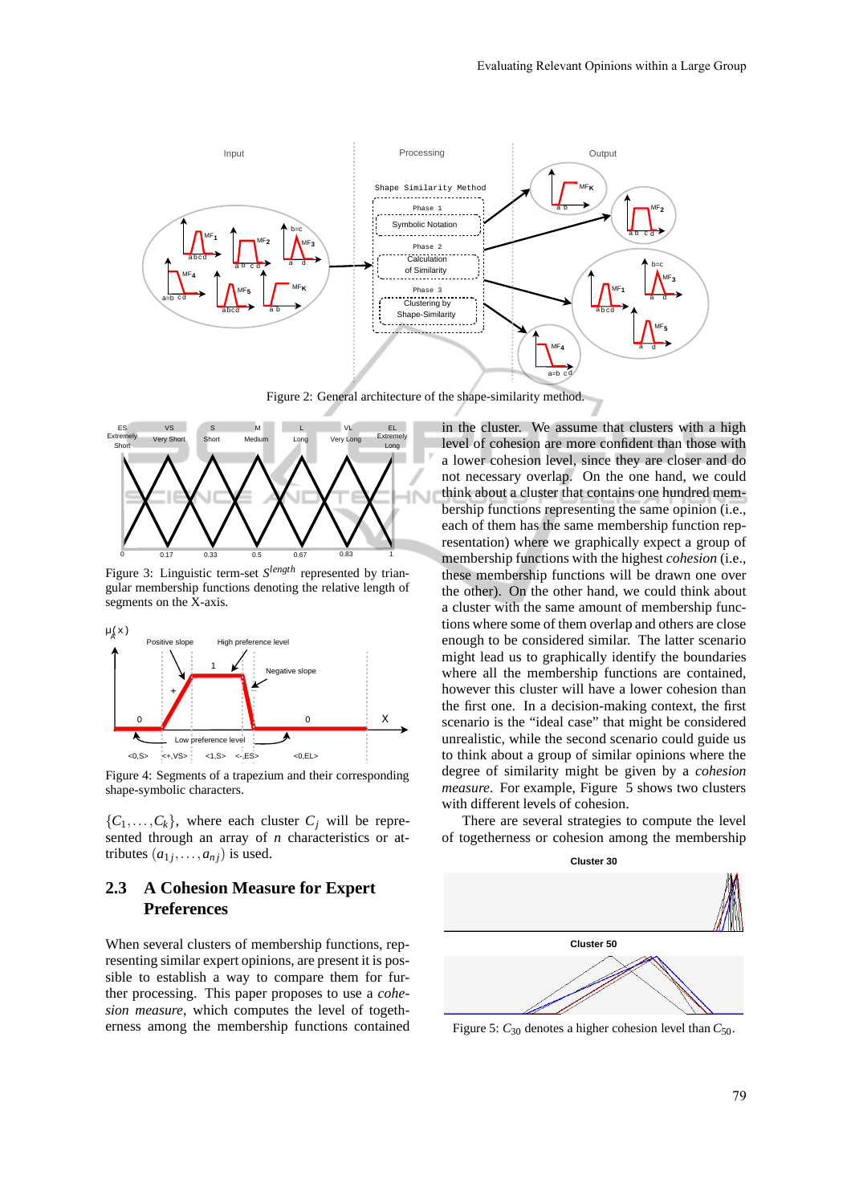Figure 2: General architecture of the shape-similarity method.

Figure 3: Linguistic term-set $S^{length}$ represented by triangular membership functions denoting the relative length of segments on the X-axis.

Figure 4: Segments of a trapezium and their corresponding shape-symbolic characters.

$\{C_1, \ldots, C_k\}$, where each cluster $C_j$ will be represented through an array of $n$ characteristics or attributes $(a_{1j}, \ldots, a_{nj})$ is used.

## 2.3 A Cohesion Measure for Expert Preferences

When several clusters of membership functions, representing similar expert opinions, are present it is possible to establish a way to compare them for further processing. This paper proposes to use a *cohesion measure*, which computes the level of togetherness among the membership functions contained in the cluster. We assume that clusters with a high level of cohesion are more confident than those with a lower cohesion level, since they are closer and do not necessary overlap. On the one hand, we could think about a cluster that contains one hundred membership functions representing the same opinion (i.e., each of them has the same membership function representation) where we graphically expect a group of membership functions with the highest *cohesion* (i.e., these membership functions will be drawn one over the other). On the other hand, we could think about a cluster with the same amount of membership functions where some of them overlap and others are close enough to be considered similar. The latter scenario might lead us to graphically identify the boundaries where all the membership functions are contained, however this cluster will have a lower cohesion than the first one. In a decision-making context, the first scenario is the "ideal case" that might be considered unrealistic, while the second scenario could guide us to think about a group of similar opinions where the degree of similarity might be given by a *cohesion measure*. For example, Figure 5 shows two clusters with different levels of cohesion.

There are several strategies to compute the level of togetherness or cohesion among the membership

Figure 5: $C_{30}$ denotes a higher cohesion level than $C_{50}$.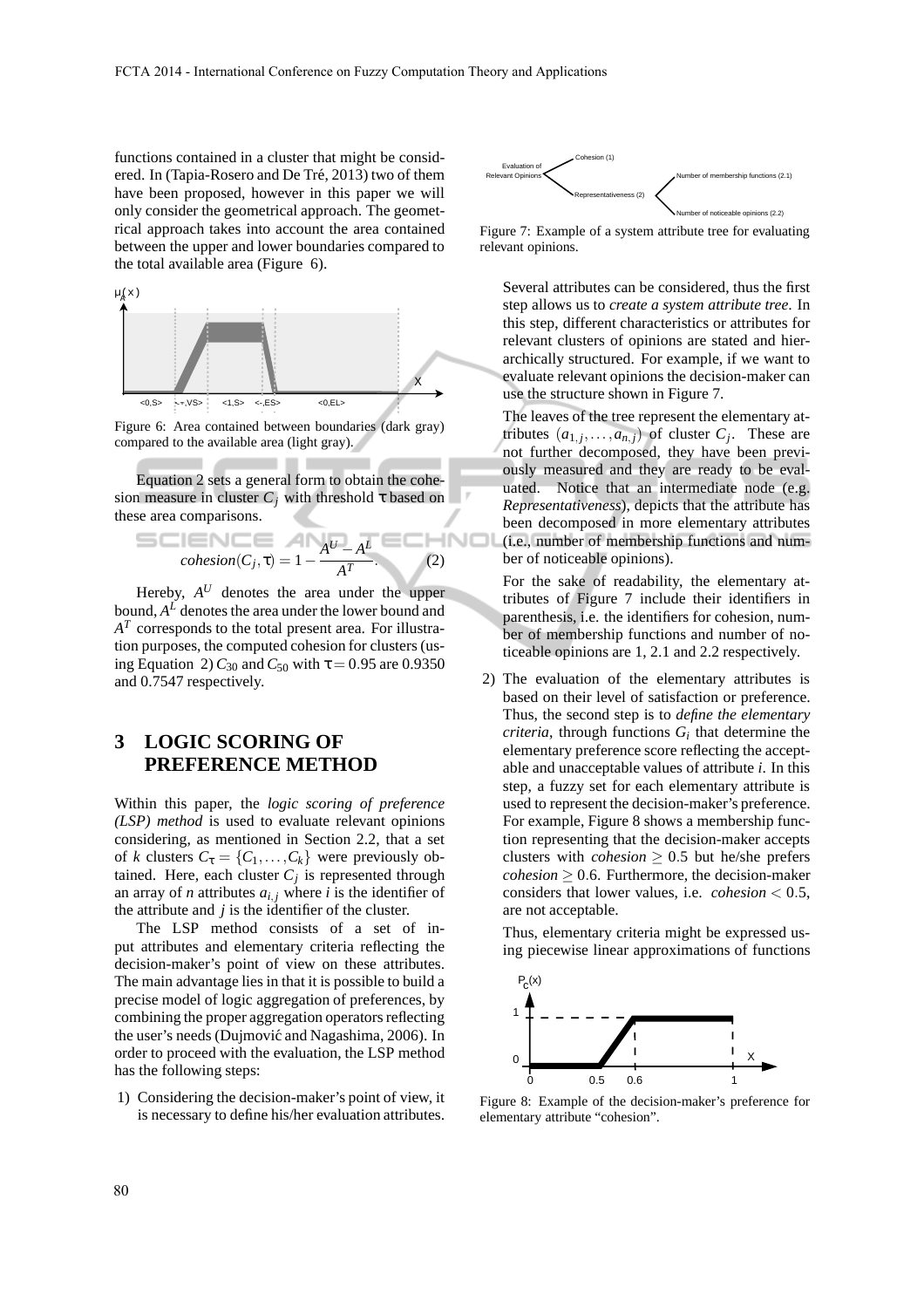functions contained in a cluster that might be considered. In (Tapia-Rosero and De Tré, 2013) two of them have been proposed, however in this paper we will only consider the geometrical approach. The geometrical approach takes into account the area contained between the upper and lower boundaries compared to the total available area (Figure 6).

Figure 6: Area contained between boundaries (dark gray) compared to the available area (light gray).

Equation 2 sets a general form to obtain the cohesion measure in cluster $C_j$ with threshold $\tau$ based on these area comparisons.

$$cohesion(C_j, \tau) = 1 - \frac{A^U - A^L}{A^T}. \quad (2)$$

Hereby, $A^U$ denotes the area under the upper bound, $A^L$ denotes the area under the lower bound and $A^T$ corresponds to the total present area. For illustration purposes, the computed cohesion for clusters (using Equation 2) $C_{30}$ and $C_{50}$ with $\tau = 0.95$ are 0.9350 and 0.7547 respectively.

## 3 LOGIC SCORING OF PREFERENCE METHOD

Within this paper, the *logic scoring of preference (LSP) method* is used to evaluate relevant opinions considering, as mentioned in Section 2.2, that a set of $k$ clusters $C_\tau = \{C_1, \ldots, C_k\}$ were previously obtained. Here, each cluster $C_j$ is represented through an array of $n$ attributes $a_{i,j}$ where $i$ is the identifier of the attribute and $j$ is the identifier of the cluster.

The LSP method consists of a set of input attributes and elementary criteria reflecting the decision-maker's point of view on these attributes. The main advantage lies in that it is possible to build a precise model of logic aggregation of preferences, by combining the proper aggregation operators reflecting the user's needs (Dujmović and Nagashima, 2006). In order to proceed with the evaluation, the LSP method has the following steps:

1) Considering the decision-maker's point of view, it is necessary to define his/her evaluation attributes.

Figure 7: Example of a system attribute tree for evaluating relevant opinions.

Several attributes can be considered, thus the first step allows us to *create a system attribute tree*. In this step, different characteristics or attributes for relevant clusters of opinions are stated and hierarchically structured. For example, if we want to evaluate relevant opinions the decision-maker can use the structure shown in Figure 7.

The leaves of the tree represent the elementary attributes $(a_{1,j}, \ldots, a_{n,j})$ of cluster $C_j$. These are not further decomposed, they have been previously measured and they are ready to be evaluated. Notice that an intermediate node (e.g. *Representativeness*), depicts that the attribute has been decomposed in more elementary attributes (i.e., number of membership functions and number of noticeable opinions).

For the sake of readability, the elementary attributes of Figure 7 include their identifiers in parenthesis, i.e. the identifiers for cohesion, number of membership functions and number of noticeable opinions are 1, 2.1 and 2.2 respectively.

2) The evaluation of the elementary attributes is based on their level of satisfaction or preference. Thus, the second step is to *define the elementary criteria*, through functions $G_i$ that determine the elementary preference score reflecting the acceptable and unacceptable values of attribute $i$. In this step, a fuzzy set for each elementary attribute is used to represent the decision-maker's preference. For example, Figure 8 shows a membership function representing that the decision-maker accepts clusters with *cohesion* $\geq 0.5$ but he/she prefers *cohesion* $\geq 0.6$. Furthermore, the decision-maker considers that lower values, i.e. *cohesion* $< 0.5$, are not acceptable.

Thus, elementary criteria might be expressed using piecewise linear approximations of functions

Figure 8: Example of the decision-maker's preference for elementary attribute "cohesion".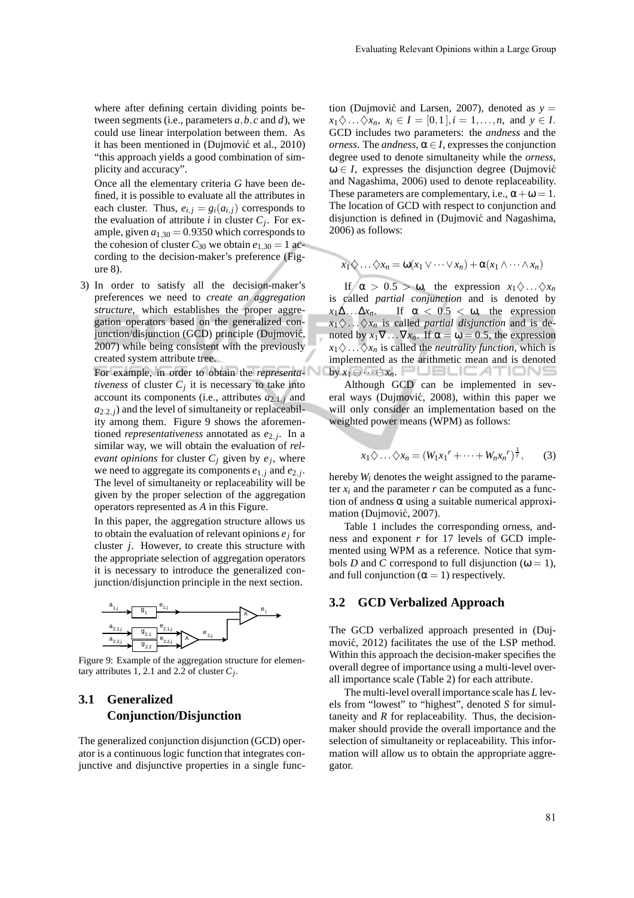where after defining certain dividing points between segments (i.e., parameters $a, b, c$ and $d$), we could use linear interpolation between them. As it has been mentioned in (Dujmović et al., 2010) "this approach yields a good combination of simplicity and accuracy".

Once all the elementary criteria $G$ have been defined, it is possible to evaluate all the attributes in each cluster. Thus, $e_{i,j} = g_i(a_{i,j})$ corresponds to the evaluation of attribute $i$ in cluster $C_j$. For example, given $a_{1,30} = 0.9350$ which corresponds to the cohesion of cluster $C_{30}$ we obtain $e_{1,30} = 1$ according to the decision-maker's preference (Figure 8).

3) In order to satisfy all the decision-maker's preferences we need to *create an aggregation structure*, which establishes the proper aggregation operators based on the generalized conjunction/disjunction (GCD) principle (Dujmović, 2007) while being consistent with the previously created system attribute tree.

For example, in order to obtain the *representativeness* of cluster $C_j$ it is necessary to take into account its components (i.e., attributes $a_{2.1,j}$ and $a_{2.2,j}$) and the level of simultaneity or replaceability among them. Figure 9 shows the aforementioned *representativeness* annotated as $e_{2,j}$. In a similar way, we will obtain the evaluation of *relevant opinions* for cluster $C_j$ given by $e_j$, where we need to aggregate its components $e_{1,j}$ and $e_{2,j}$. The level of simultaneity or replaceability will be given by the proper selection of the aggregation operators represented as $A$ in this Figure.

In this paper, the aggregation structure allows us to obtain the evaluation of relevant opinions $e_j$ for cluster $j$. However, to create this structure with the appropriate selection of aggregation operators it is necessary to introduce the generalized conjunction/disjunction principle in the next section.

Figure 9: Example of the aggregation structure for elementary attributes 1, 2.1 and 2.2 of cluster $C_j$.

## 3.1 Generalized Conjunction/Disjunction

The generalized conjunction disjunction (GCD) operator is a continuous logic function that integrates conjunctive and disjunctive properties in a single function (Dujmović and Larsen, 2007), denoted as $y = x_1 \diamondsuit \ldots \diamondsuit x_n,\ x_i \in I = [0,1], i = 1, \ldots, n$, and $y \in I$. GCD includes two parameters: the *andness* and the *orness*. The *andness*, $\alpha \in I$, expresses the conjunction degree used to denote simultaneity while the *orness*, $\omega \in I$, expresses the disjunction degree (Dujmović and Nagashima, 2006) used to denote replaceability. These parameters are complementary, i.e., $\alpha + \omega = 1$. The location of GCD with respect to conjunction and disjunction is defined in (Dujmović and Nagashima, 2006) as follows:

$$x_1 \diamondsuit \ldots \diamondsuit x_n = \omega(x_1 \vee \cdots \vee x_n) + \alpha(x_1 \wedge \cdots \wedge x_n)$$

If $\alpha > 0.5 > \omega$, the expression $x_1 \diamondsuit \ldots \diamondsuit x_n$ is called *partial conjunction* and is denoted by $x_1 \Delta \ldots \Delta x_n$. If $\alpha < 0.5 < \omega$, the expression $x_1 \diamondsuit \ldots \diamondsuit x_n$ is called *partial disjunction* and is denoted by $x_1 \nabla \ldots \nabla x_n$. If $\alpha = \omega = 0.5$, the expression $x_1 \diamondsuit \ldots \diamondsuit x_n$ is called the *neutrality function*, which is implemented as the arithmetic mean and is denoted by $x_1 \ominus \cdots \ominus x_n$.

Although GCD can be implemented in several ways (Dujmović, 2008), within this paper we will only consider an implementation based on the weighted power means (WPM) as follows:

$$x_1 \diamondsuit \ldots \diamondsuit x_n = (W_1 {x_1}^r + \cdots + W_n {x_n}^r)^{\frac{1}{r}}, \qquad (3)$$

hereby $W_i$ denotes the weight assigned to the parameter $x_i$ and the parameter $r$ can be computed as a function of andness $\alpha$ using a suitable numerical approximation (Dujmović, 2007).

Table 1 includes the corresponding orness, andness and exponent $r$ for 17 levels of GCD implemented using WPM as a reference. Notice that symbols $D$ and $C$ correspond to full disjunction ($\omega = 1$), and full conjunction ($\alpha = 1$) respectively.

## 3.2 GCD Verbalized Approach

The GCD verbalized approach presented in (Dujmović, 2012) facilitates the use of the LSP method. Within this approach the decision-maker specifies the overall degree of importance using a multi-level overall importance scale (Table 2) for each attribute.

The multi-level overall importance scale has $L$ levels from "lowest" to "highest", denoted $S$ for simultaneity and $R$ for replaceability. Thus, the decision-maker should provide the overall importance and the selection of simultaneity or replaceability. This information will allow us to obtain the appropriate aggregator.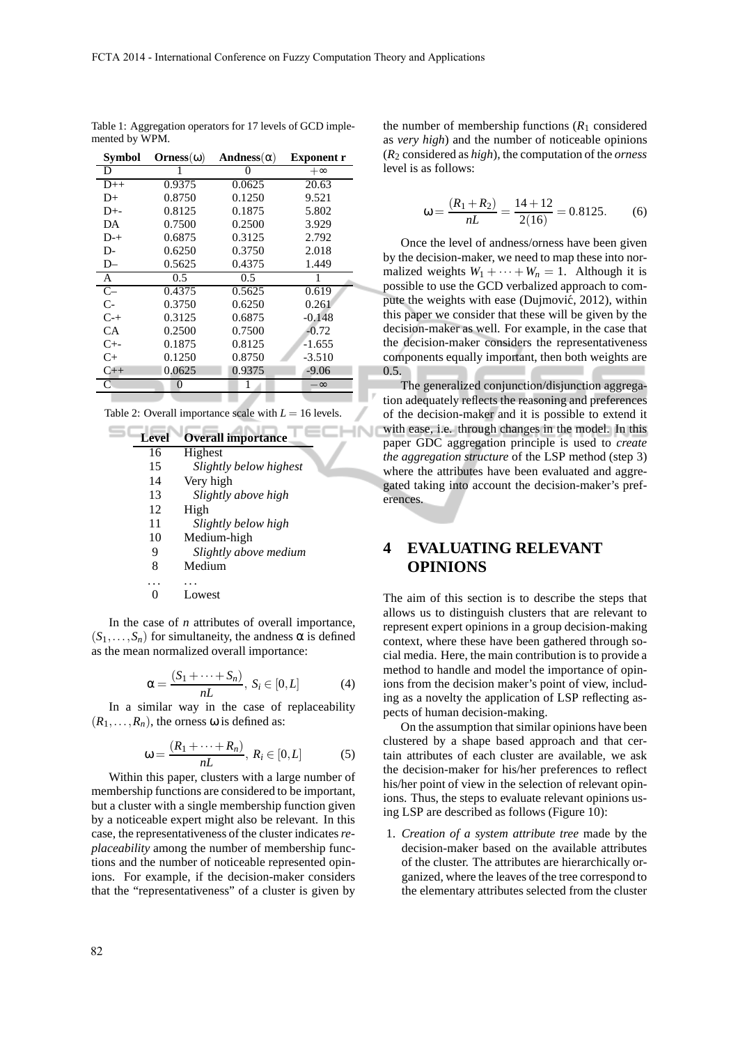Table 1: Aggregation operators for 17 levels of GCD implemented by WPM.

| Symbol | Orness($\omega$) | Andness($\alpha$) | Exponent r |
|---|---|---|---|
| D | 1 | 0 | $+\infty$ |
| D++ | 0.9375 | 0.0625 | 20.63 |
| D+ | 0.8750 | 0.1250 | 9.521 |
| D+- | 0.8125 | 0.1875 | 5.802 |
| DA | 0.7500 | 0.2500 | 3.929 |
| D-+ | 0.6875 | 0.3125 | 2.792 |
| D- | 0.6250 | 0.3750 | 2.018 |
| D– | 0.5625 | 0.4375 | 1.449 |
| A | 0.5 | 0.5 | 1 |
| C– | 0.4375 | 0.5625 | 0.619 |
| C- | 0.3750 | 0.6250 | 0.261 |
| C-+ | 0.3125 | 0.6875 | -0.148 |
| CA | 0.2500 | 0.7500 | -0.72 |
| C+- | 0.1875 | 0.8125 | -1.655 |
| C+ | 0.1250 | 0.8750 | -3.510 |
| C++ | 0.0625 | 0.9375 | -9.06 |
| C | 0 | 1 | $-\infty$ |

Table 2: Overall importance scale with $L = 16$ levels.

| Level | Overall importance |
|---|---|
| 16 | Highest |
| 15 | *Slightly below highest* |
| 14 | Very high |
| 13 | *Slightly above high* |
| 12 | High |
| 11 | *Slightly below high* |
| 10 | Medium-high |
| 9 | *Slightly above medium* |
| 8 | Medium |
| ... | ... |
| 0 | Lowest |

In the case of $n$ attributes of overall importance, $(S_1, \ldots, S_n)$ for simultaneity, the andness $\alpha$ is defined as the mean normalized overall importance:

$$\alpha = \frac{(S_1 + \cdots + S_n)}{nL},\ S_i \in [0, L] \tag{4}$$

In a similar way in the case of replaceability $(R_1, \ldots, R_n)$, the orness $\omega$ is defined as:

$$\omega = \frac{(R_1 + \cdots + R_n)}{nL},\ R_i \in [0, L] \tag{5}$$

Within this paper, clusters with a large number of membership functions are considered to be important, but a cluster with a single membership function given by a noticeable expert might also be relevant. In this case, the representativeness of the cluster indicates *replaceability* among the number of membership functions and the number of noticeable represented opinions. For example, if the decision-maker considers that the "representativeness" of a cluster is given by the number of membership functions ($R_1$ considered as *very high*) and the number of noticeable opinions ($R_2$ considered as *high*), the computation of the *orness* level is as follows:

$$\omega = \frac{(R_1 + R_2)}{nL} = \frac{14 + 12}{2(16)} = 0.8125. \tag{6}$$

Once the level of andness/orness have been given by the decision-maker, we need to map these into normalized weights $W_1 + \cdots + W_n = 1$. Although it is possible to use the GCD verbalized approach to compute the weights with ease (Dujmović, 2012), within this paper we consider that these will be given by the decision-maker as well. For example, in the case that the decision-maker considers the representativeness components equally important, then both weights are 0.5.

The generalized conjunction/disjunction aggregation adequately reflects the reasoning and preferences of the decision-maker and it is possible to extend it with ease, i.e. through changes in the model. In this paper GDC aggregation principle is used to *create the aggregation structure* of the LSP method (step 3) where the attributes have been evaluated and aggregated taking into account the decision-maker's preferences.

# 4 EVALUATING RELEVANT OPINIONS

The aim of this section is to describe the steps that allows us to distinguish clusters that are relevant to represent expert opinions in a group decision-making context, where these have been gathered through social media. Here, the main contribution is to provide a method to handle and model the importance of opinions from the decision maker's point of view, including as a novelty the application of LSP reflecting aspects of human decision-making.

On the assumption that similar opinions have been clustered by a shape based approach and that certain attributes of each cluster are available, we ask the decision-maker for his/her preferences to reflect his/her point of view in the selection of relevant opinions. Thus, the steps to evaluate relevant opinions using LSP are described as follows (Figure 10):

1. *Creation of a system attribute tree* made by the decision-maker based on the available attributes of the cluster. The attributes are hierarchically organized, where the leaves of the tree correspond to the elementary attributes selected from the cluster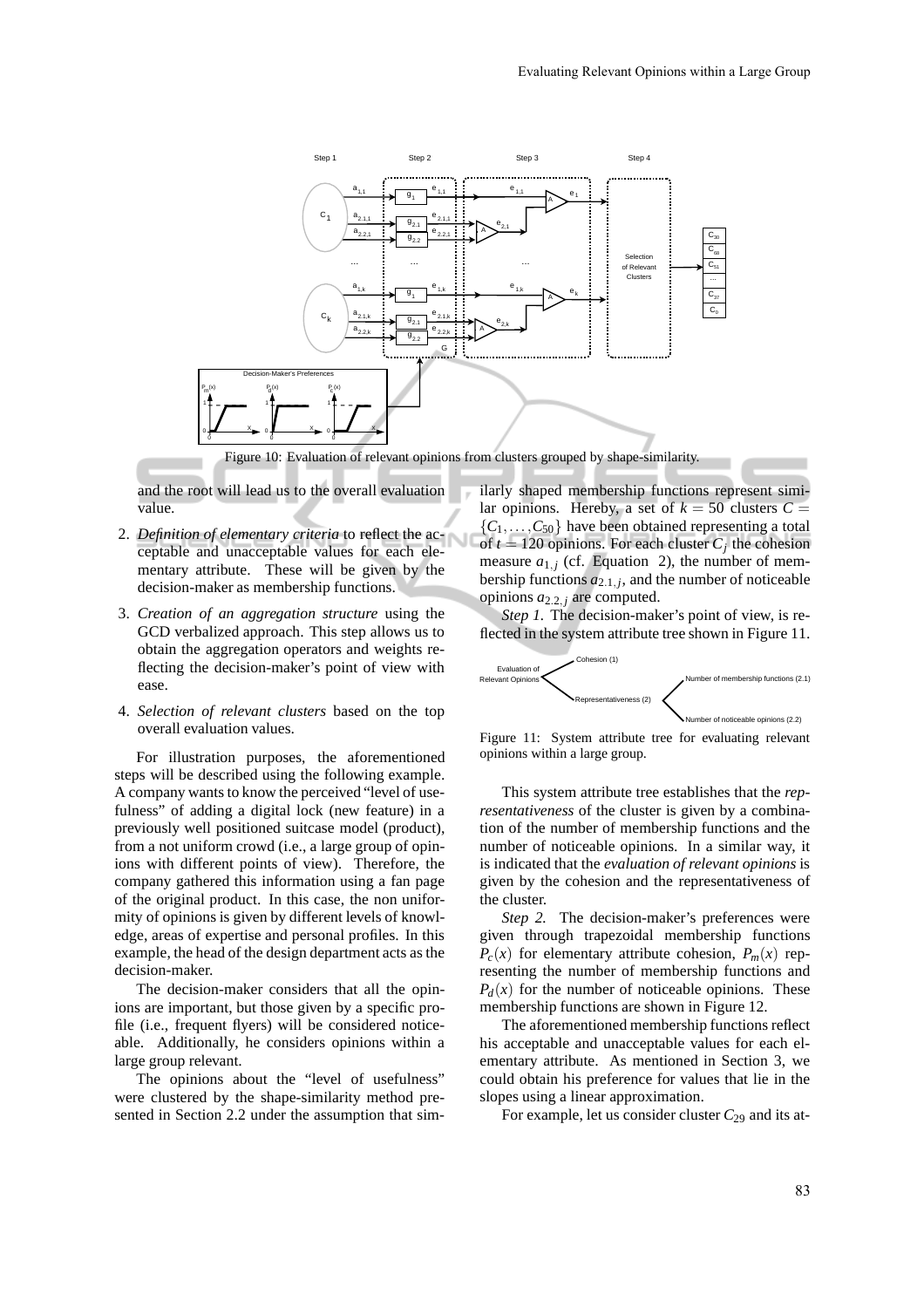Figure 10: Evaluation of relevant opinions from clusters grouped by shape-similarity.

and the root will lead us to the overall evaluation value.

2. *Definition of elementary criteria* to reflect the acceptable and unacceptable values for each elementary attribute. These will be given by the decision-maker as membership functions.

3. *Creation of an aggregation structure* using the GCD verbalized approach. This step allows us to obtain the aggregation operators and weights reflecting the decision-maker's point of view with ease.

4. *Selection of relevant clusters* based on the top overall evaluation values.

For illustration purposes, the aforementioned steps will be described using the following example. A company wants to know the perceived "level of usefulness" of adding a digital lock (new feature) in a previously well positioned suitcase model (product), from a not uniform crowd (i.e., a large group of opinions with different points of view). Therefore, the company gathered this information using a fan page of the original product. In this case, the non uniformity of opinions is given by different levels of knowledge, areas of expertise and personal profiles. In this example, the head of the design department acts as the decision-maker.

The decision-maker considers that all the opinions are important, but those given by a specific profile (i.e., frequent flyers) will be considered noticeable. Additionally, he considers opinions within a large group relevant.

The opinions about the "level of usefulness" were clustered by the shape-similarity method presented in Section 2.2 under the assumption that similarly shaped membership functions represent similar opinions. Hereby, a set of $k = 50$ clusters $C = \{C_1, \ldots, C_{50}\}$ have been obtained representing a total of $t = 120$ opinions. For each cluster $C_j$ the cohesion measure $a_{1,j}$ (cf. Equation 2), the number of membership functions $a_{2.1,j}$, and the number of noticeable opinions $a_{2.2,j}$ are computed.

*Step 1.* The decision-maker's point of view, is reflected in the system attribute tree shown in Figure 11.

Figure 11: System attribute tree for evaluating relevant opinions within a large group.

This system attribute tree establishes that the *representativeness* of the cluster is given by a combination of the number of membership functions and the number of noticeable opinions. In a similar way, it is indicated that the *evaluation of relevant opinions* is given by the cohesion and the representativeness of the cluster.

*Step 2.* The decision-maker's preferences were given through trapezoidal membership functions $P_c(x)$ for elementary attribute cohesion, $P_m(x)$ representing the number of membership functions and $P_d(x)$ for the number of noticeable opinions. These membership functions are shown in Figure 12.

The aforementioned membership functions reflect his acceptable and unacceptable values for each elementary attribute. As mentioned in Section 3, we could obtain his preference for values that lie in the slopes using a linear approximation.

For example, let us consider cluster $C_{29}$ and its at-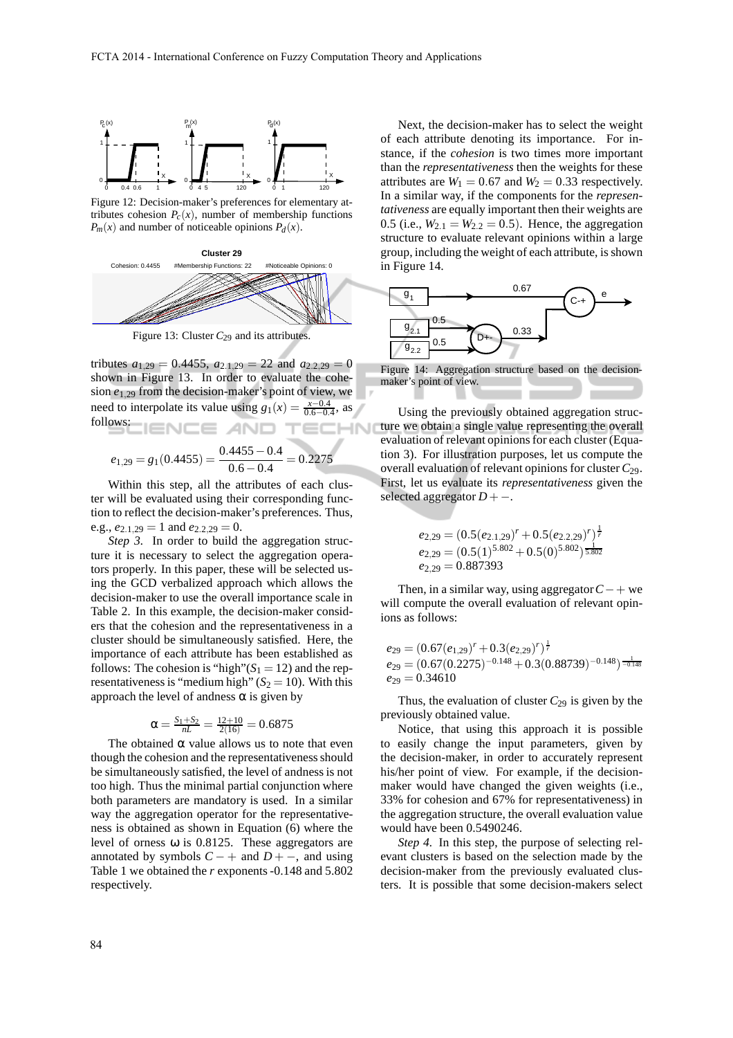Figure 12: Decision-maker's preferences for elementary attributes cohesion $P_c(x)$, number of membership functions $P_m(x)$ and number of noticeable opinions $P_d(x)$.

Figure 13: Cluster $C_{29}$ and its attributes.

tributes $a_{1,29} = 0.4455$, $a_{2.1,29} = 22$ and $a_{2.2,29} = 0$ shown in Figure 13. In order to evaluate the cohesion $e_{1,29}$ from the decision-maker's point of view, we need to interpolate its value using $g_1(x) = \frac{x-0.4}{0.6-0.4}$, as follows:

$$e_{1,29} = g_1(0.4455) = \frac{0.4455 - 0.4}{0.6 - 0.4} = 0.2275$$

Within this step, all the attributes of each cluster will be evaluated using their corresponding function to reflect the decision-maker's preferences. Thus, e.g., $e_{2.1,29} = 1$ and $e_{2.2,29} = 0$.

*Step 3.* In order to build the aggregation structure it is necessary to select the aggregation operators properly. In this paper, these will be selected using the GCD verbalized approach which allows the decision-maker to use the overall importance scale in Table 2. In this example, the decision-maker considers that the cohesion and the representativeness in a cluster should be simultaneously satisfied. Here, the importance of each attribute has been established as follows: The cohesion is "high"($S_1 = 12$) and the representativeness is "medium high" ($S_2 = 10$). With this approach the level of andness α is given by

$$\alpha = \frac{S_1+S_2}{nL} = \frac{12+10}{2(16)} = 0.6875$$

The obtained α value allows us to note that even though the cohesion and the representativeness should be simultaneously satisfied, the level of andness is not too high. Thus the minimal partial conjunction where both parameters are mandatory is used. In a similar way the aggregation operator for the representativeness is obtained as shown in Equation (6) where the level of orness ω is 0.8125. These aggregators are annotated by symbols $C-+$ and $D+-$, and using Table 1 we obtained the $r$ exponents -0.148 and 5.802 respectively.

Next, the decision-maker has to select the weight of each attribute denoting its importance. For instance, if the *cohesion* is two times more important than the *representativeness* then the weights for these attributes are $W_1 = 0.67$ and $W_2 = 0.33$ respectively. In a similar way, if the components for the *representativeness* are equally important then their weights are 0.5 (i.e., $W_{2.1} = W_{2.2} = 0.5$). Hence, the aggregation structure to evaluate relevant opinions within a large group, including the weight of each attribute, is shown in Figure 14.

Figure 14: Aggregation structure based on the decision-maker's point of view.

Using the previously obtained aggregation structure we obtain a single value representing the overall evaluation of relevant opinions for each cluster (Equation 3). For illustration purposes, let us compute the overall evaluation of relevant opinions for cluster $C_{29}$. First, let us evaluate its *representativeness* given the selected aggregator $D+-$.

$$e_{2,29} = (0.5(e_{2.1,29})^r + 0.5(e_{2.2,29})^r)^{\frac{1}{r}}$$
$$e_{2,29} = (0.5(1)^{5.802} + 0.5(0)^{5.802})^{\frac{1}{5.802}}$$
$$e_{2,29} = 0.887393$$

Then, in a similar way, using aggregator $C-+$ we will compute the overall evaluation of relevant opinions as follows:

$$e_{29} = (0.67(e_{1,29})^r + 0.3(e_{2,29})^r)^{\frac{1}{r}}$$
$$e_{29} = (0.67(0.2275)^{-0.148} + 0.3(0.88739)^{-0.148})^{\frac{1}{-0.148}}$$
$$e_{29} = 0.34610$$

Thus, the evaluation of cluster $C_{29}$ is given by the previously obtained value.

Notice, that using this approach it is possible to easily change the input parameters, given by the decision-maker, in order to accurately represent his/her point of view. For example, if the decision-maker would have changed the given weights (i.e., 33% for cohesion and 67% for representativeness) in the aggregation structure, the overall evaluation value would have been 0.5490246.

*Step 4.* In this step, the purpose of selecting relevant clusters is based on the selection made by the decision-maker from the previously evaluated clusters. It is possible that some decision-makers select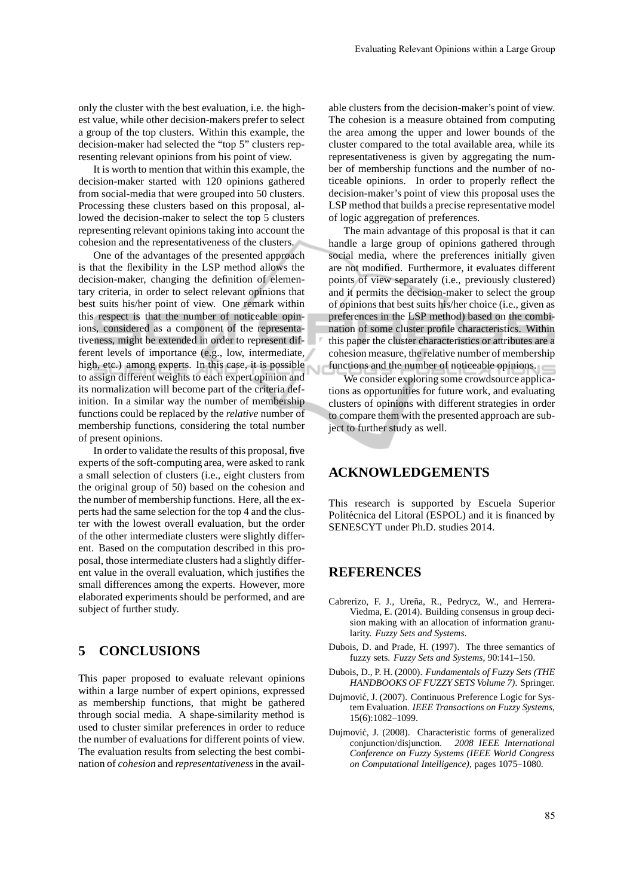only the cluster with the best evaluation, i.e. the highest value, while other decision-makers prefer to select a group of the top clusters. Within this example, the decision-maker had selected the "top 5" clusters representing relevant opinions from his point of view.

It is worth to mention that within this example, the decision-maker started with 120 opinions gathered from social-media that were grouped into 50 clusters. Processing these clusters based on this proposal, allowed the decision-maker to select the top 5 clusters representing relevant opinions taking into account the cohesion and the representativeness of the clusters.

One of the advantages of the presented approach is that the flexibility in the LSP method allows the decision-maker, changing the definition of elementary criteria, in order to select relevant opinions that best suits his/her point of view. One remark within this respect is that the number of noticeable opinions, considered as a component of the representativeness, might be extended in order to represent different levels of importance (e.g., low, intermediate, high, etc.) among experts. In this case, it is possible to assign different weights to each expert opinion and its normalization will become part of the criteria definition. In a similar way the number of membership functions could be replaced by the *relative* number of membership functions, considering the total number of present opinions.

In order to validate the results of this proposal, five experts of the soft-computing area, were asked to rank a small selection of clusters (i.e., eight clusters from the original group of 50) based on the cohesion and the number of membership functions. Here, all the experts had the same selection for the top 4 and the cluster with the lowest overall evaluation, but the order of the other intermediate clusters were slightly different. Based on the computation described in this proposal, those intermediate clusters had a slightly different value in the overall evaluation, which justifies the small differences among the experts. However, more elaborated experiments should be performed, and are subject of further study.

## 5 CONCLUSIONS

This paper proposed to evaluate relevant opinions within a large number of expert opinions, expressed as membership functions, that might be gathered through social media. A shape-similarity method is used to cluster similar preferences in order to reduce the number of evaluations for different points of view. The evaluation results from selecting the best combination of *cohesion* and *representativeness* in the available clusters from the decision-maker's point of view. The cohesion is a measure obtained from computing the area among the upper and lower bounds of the cluster compared to the total available area, while its representativeness is given by aggregating the number of membership functions and the number of noticeable opinions. In order to properly reflect the decision-maker's point of view this proposal uses the LSP method that builds a precise representative model of logic aggregation of preferences.

The main advantage of this proposal is that it can handle a large group of opinions gathered through social media, where the preferences initially given are not modified. Furthermore, it evaluates different points of view separately (i.e., previously clustered) and it permits the decision-maker to select the group of opinions that best suits his/her choice (i.e., given as preferences in the LSP method) based on the combination of some cluster profile characteristics. Within this paper the cluster characteristics or attributes are a cohesion measure, the relative number of membership functions and the number of noticeable opinions.

We consider exploring some crowdsource applications as opportunities for future work, and evaluating clusters of opinions with different strategies in order to compare them with the presented approach are subject to further study as well.

## ACKNOWLEDGEMENTS

This research is supported by Escuela Superior Politécnica del Litoral (ESPOL) and it is financed by SENESCYT under Ph.D. studies 2014.

## REFERENCES

Cabrerizo, F. J., Ureña, R., Pedrycz, W., and Herrera-Viedma, E. (2014). Building consensus in group decision making with an allocation of information granularity. *Fuzzy Sets and Systems*.

Dubois, D. and Prade, H. (1997). The three semantics of fuzzy sets. *Fuzzy Sets and Systems*, 90:141–150.

Dubois, D., P. H. (2000). *Fundamentals of Fuzzy Sets (THE HANDBOOKS OF FUZZY SETS Volume 7)*. Springer.

Dujmović, J. (2007). Continuous Preference Logic for System Evaluation. *IEEE Transactions on Fuzzy Systems*, 15(6):1082–1099.

Dujmović, J. (2008). Characteristic forms of generalized conjunction/disjunction. *2008 IEEE International Conference on Fuzzy Systems (IEEE World Congress on Computational Intelligence)*, pages 1075–1080.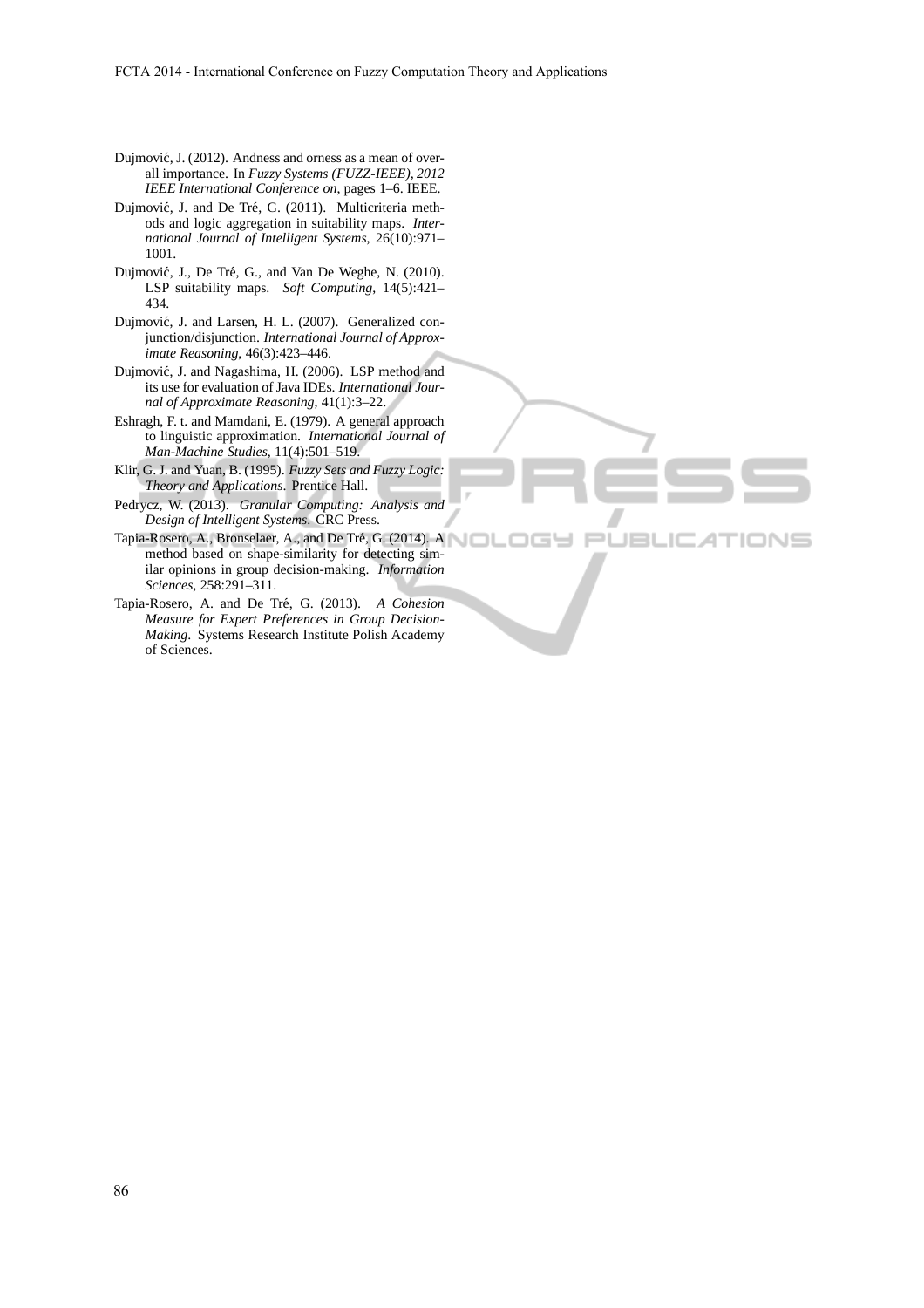Dujmović, J. (2012). Andness and orness as a mean of overall importance. In *Fuzzy Systems (FUZZ-IEEE), 2012 IEEE International Conference on*, pages 1–6. IEEE.

Dujmović, J. and De Tré, G. (2011). Multicriteria methods and logic aggregation in suitability maps. *International Journal of Intelligent Systems*, 26(10):971–1001.

Dujmović, J., De Tré, G., and Van De Weghe, N. (2010). LSP suitability maps. *Soft Computing*, 14(5):421–434.

Dujmović, J. and Larsen, H. L. (2007). Generalized conjunction/disjunction. *International Journal of Approximate Reasoning*, 46(3):423–446.

Dujmović, J. and Nagashima, H. (2006). LSP method and its use for evaluation of Java IDEs. *International Journal of Approximate Reasoning*, 41(1):3–22.

Eshragh, F. t. and Mamdani, E. (1979). A general approach to linguistic approximation. *International Journal of Man-Machine Studies*, 11(4):501–519.

Klir, G. J. and Yuan, B. (1995). *Fuzzy Sets and Fuzzy Logic: Theory and Applications*. Prentice Hall.

Pedrycz, W. (2013). *Granular Computing: Analysis and Design of Intelligent Systems*. CRC Press.

Tapia-Rosero, A., Bronselaer, A., and De Tré, G. (2014). A method based on shape-similarity for detecting similar opinions in group decision-making. *Information Sciences*, 258:291–311.

Tapia-Rosero, A. and De Tré, G. (2013). *A Cohesion Measure for Expert Preferences in Group Decision-Making*. Systems Research Institute Polish Academy of Sciences.